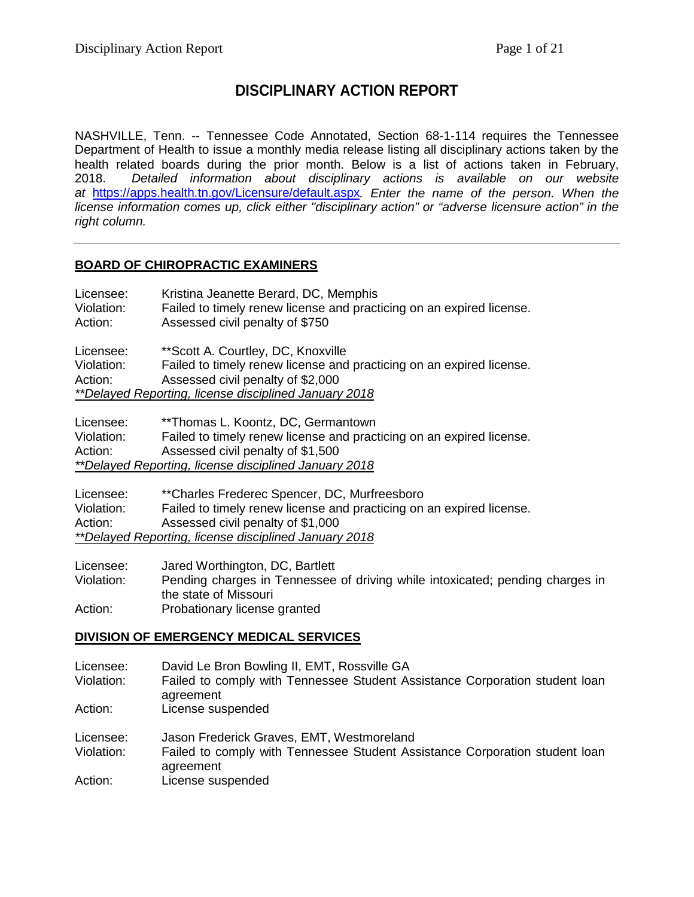# DISCIPLINARY ACTION REPORT

NASHVILLE, Tenn. -- Tennessee Code Annotated, Section 68-1-114 requires the Tennessee Department of Health to issue a monthly media release listing all disciplinary actions taken by the health related boards during the prior month. Below is a list of actions taken in February, 2018. *Detailed information about disciplinary actions is available on our website at* https://apps.health.tn.gov/Licensure/default.aspx*. Enter the name of the person. When the license information comes up, click either "disciplinary action" or "adverse licensure action" in the right column.*

---

## BOARD OF CHIROPRACTIC EXAMINERS

Licensee: Kristina Jeanette Berard, DC, Memphis
Violation: Failed to timely renew license and practicing on an expired license.
Action: Assessed civil penalty of $750

Licensee: **Scott A. Courtley, DC, Knoxville
Violation: Failed to timely renew license and practicing on an expired license.
Action: Assessed civil penalty of $2,000
*\*\*Delayed Reporting, license disciplined January 2018*

Licensee: **Thomas L. Koontz, DC, Germantown
Violation: Failed to timely renew license and practicing on an expired license.
Action: Assessed civil penalty of $1,500
*\*\*Delayed Reporting, license disciplined January 2018*

Licensee: **Charles Frederec Spencer, DC, Murfreesboro
Violation: Failed to timely renew license and practicing on an expired license.
Action: Assessed civil penalty of $1,000
*\*\*Delayed Reporting, license disciplined January 2018*

Licensee: Jared Worthington, DC, Bartlett
Violation: Pending charges in Tennessee of driving while intoxicated; pending charges in the state of Missouri
Action: Probationary license granted

## DIVISION OF EMERGENCY MEDICAL SERVICES

Licensee: David Le Bron Bowling II, EMT, Rossville GA
Violation: Failed to comply with Tennessee Student Assistance Corporation student loan agreement
Action: License suspended

Licensee: Jason Frederick Graves, EMT, Westmoreland
Violation: Failed to comply with Tennessee Student Assistance Corporation student loan agreement
Action: License suspended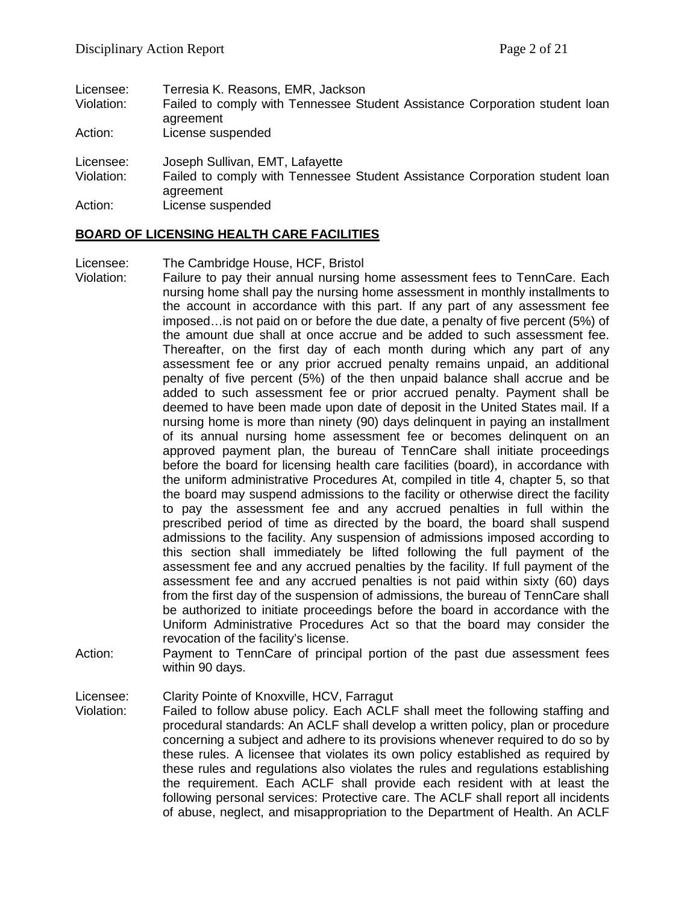Licensee: Terresia K. Reasons, EMR, Jackson
Violation: Failed to comply with Tennessee Student Assistance Corporation student loan agreement
Action: License suspended

Licensee: Joseph Sullivan, EMT, Lafayette
Violation: Failed to comply with Tennessee Student Assistance Corporation student loan agreement
Action: License suspended

**BOARD OF LICENSING HEALTH CARE FACILITIES**

Licensee: The Cambridge House, HCF, Bristol
Violation: Failure to pay their annual nursing home assessment fees to TennCare. Each nursing home shall pay the nursing home assessment in monthly installments to the account in accordance with this part. If any part of any assessment fee imposed…is not paid on or before the due date, a penalty of five percent (5%) of the amount due shall at once accrue and be added to such assessment fee. Thereafter, on the first day of each month during which any part of any assessment fee or any prior accrued penalty remains unpaid, an additional penalty of five percent (5%) of the then unpaid balance shall accrue and be added to such assessment fee or prior accrued penalty. Payment shall be deemed to have been made upon date of deposit in the United States mail. If a nursing home is more than ninety (90) days delinquent in paying an installment of its annual nursing home assessment fee or becomes delinquent on an approved payment plan, the bureau of TennCare shall initiate proceedings before the board for licensing health care facilities (board), in accordance with the uniform administrative Procedures At, compiled in title 4, chapter 5, so that the board may suspend admissions to the facility or otherwise direct the facility to pay the assessment fee and any accrued penalties in full within the prescribed period of time as directed by the board, the board shall suspend admissions to the facility. Any suspension of admissions imposed according to this section shall immediately be lifted following the full payment of the assessment fee and any accrued penalties by the facility. If full payment of the assessment fee and any accrued penalties is not paid within sixty (60) days from the first day of the suspension of admissions, the bureau of TennCare shall be authorized to initiate proceedings before the board in accordance with the Uniform Administrative Procedures Act so that the board may consider the revocation of the facility's license.
Action: Payment to TennCare of principal portion of the past due assessment fees within 90 days.

Licensee: Clarity Pointe of Knoxville, HCV, Farragut
Violation: Failed to follow abuse policy. Each ACLF shall meet the following staffing and procedural standards: An ACLF shall develop a written policy, plan or procedure concerning a subject and adhere to its provisions whenever required to do so by these rules. A licensee that violates its own policy established as required by these rules and regulations also violates the rules and regulations establishing the requirement. Each ACLF shall provide each resident with at least the following personal services: Protective care. The ACLF shall report all incidents of abuse, neglect, and misappropriation to the Department of Health. An ACLF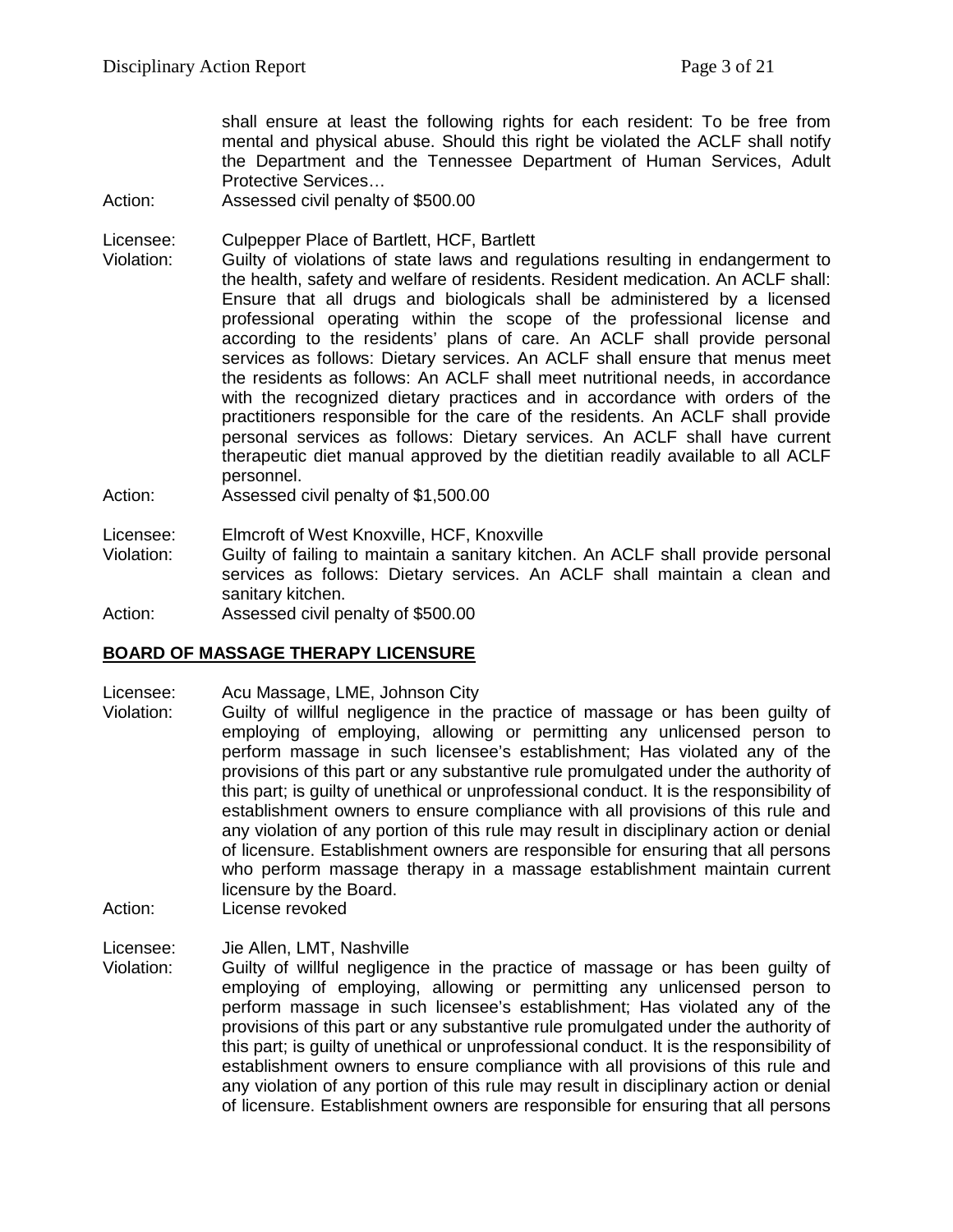shall ensure at least the following rights for each resident: To be free from mental and physical abuse. Should this right be violated the ACLF shall notify the Department and the Tennessee Department of Human Services, Adult Protective Services…

Action: Assessed civil penalty of $500.00

Licensee: Culpepper Place of Bartlett, HCF, Bartlett

Violation: Guilty of violations of state laws and regulations resulting in endangerment to the health, safety and welfare of residents. Resident medication. An ACLF shall: Ensure that all drugs and biologicals shall be administered by a licensed professional operating within the scope of the professional license and according to the residents' plans of care. An ACLF shall provide personal services as follows: Dietary services. An ACLF shall ensure that menus meet the residents as follows: An ACLF shall meet nutritional needs, in accordance with the recognized dietary practices and in accordance with orders of the practitioners responsible for the care of the residents. An ACLF shall provide personal services as follows: Dietary services. An ACLF shall have current therapeutic diet manual approved by the dietitian readily available to all ACLF personnel.

Action: Assessed civil penalty of $1,500.00

Licensee: Elmcroft of West Knoxville, HCF, Knoxville

Violation: Guilty of failing to maintain a sanitary kitchen. An ACLF shall provide personal services as follows: Dietary services. An ACLF shall maintain a clean and sanitary kitchen.

Action: Assessed civil penalty of $500.00

## BOARD OF MASSAGE THERAPY LICENSURE

Licensee: Acu Massage, LME, Johnson City

Violation: Guilty of willful negligence in the practice of massage or has been guilty of employing of employing, allowing or permitting any unlicensed person to perform massage in such licensee's establishment; Has violated any of the provisions of this part or any substantive rule promulgated under the authority of this part; is guilty of unethical or unprofessional conduct. It is the responsibility of establishment owners to ensure compliance with all provisions of this rule and any violation of any portion of this rule may result in disciplinary action or denial of licensure. Establishment owners are responsible for ensuring that all persons who perform massage therapy in a massage establishment maintain current licensure by the Board.

Action: License revoked

Licensee: Jie Allen, LMT, Nashville

Violation: Guilty of willful negligence in the practice of massage or has been guilty of employing of employing, allowing or permitting any unlicensed person to perform massage in such licensee's establishment; Has violated any of the provisions of this part or any substantive rule promulgated under the authority of this part; is guilty of unethical or unprofessional conduct. It is the responsibility of establishment owners to ensure compliance with all provisions of this rule and any violation of any portion of this rule may result in disciplinary action or denial of licensure. Establishment owners are responsible for ensuring that all persons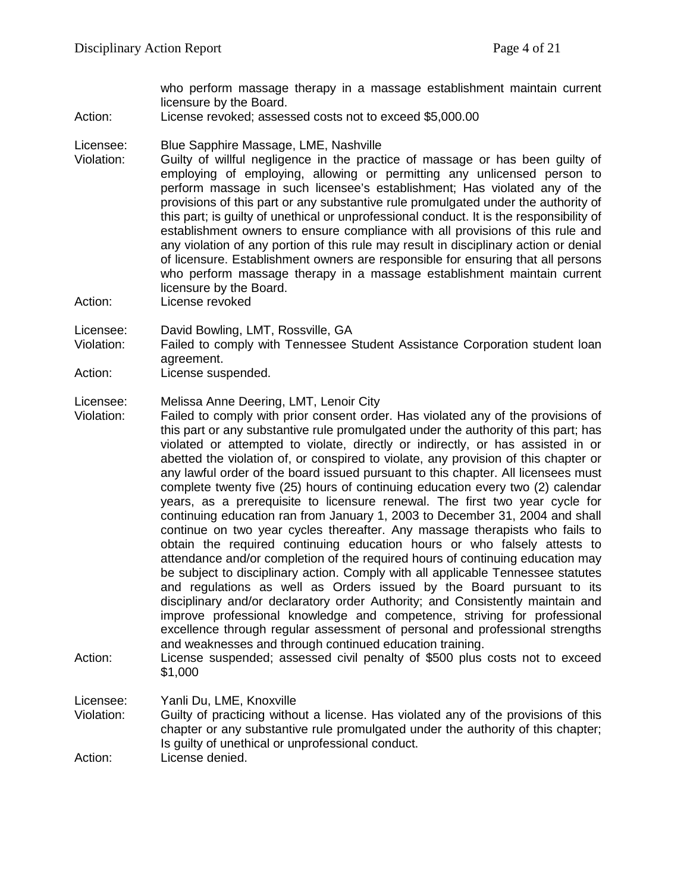who perform massage therapy in a massage establishment maintain current licensure by the Board.

Action: License revoked; assessed costs not to exceed $5,000.00

Licensee: Blue Sapphire Massage, LME, Nashville

Violation: Guilty of willful negligence in the practice of massage or has been guilty of employing of employing, allowing or permitting any unlicensed person to perform massage in such licensee's establishment; Has violated any of the provisions of this part or any substantive rule promulgated under the authority of this part; is guilty of unethical or unprofessional conduct. It is the responsibility of establishment owners to ensure compliance with all provisions of this rule and any violation of any portion of this rule may result in disciplinary action or denial of licensure. Establishment owners are responsible for ensuring that all persons who perform massage therapy in a massage establishment maintain current licensure by the Board.

Action: License revoked

Licensee: David Bowling, LMT, Rossville, GA

Violation: Failed to comply with Tennessee Student Assistance Corporation student loan agreement.

Action: License suspended.

Licensee: Melissa Anne Deering, LMT, Lenoir City

Violation: Failed to comply with prior consent order. Has violated any of the provisions of this part or any substantive rule promulgated under the authority of this part; has violated or attempted to violate, directly or indirectly, or has assisted in or abetted the violation of, or conspired to violate, any provision of this chapter or any lawful order of the board issued pursuant to this chapter. All licensees must complete twenty five (25) hours of continuing education every two (2) calendar years, as a prerequisite to licensure renewal. The first two year cycle for continuing education ran from January 1, 2003 to December 31, 2004 and shall continue on two year cycles thereafter. Any massage therapists who fails to obtain the required continuing education hours or who falsely attests to attendance and/or completion of the required hours of continuing education may be subject to disciplinary action. Comply with all applicable Tennessee statutes and regulations as well as Orders issued by the Board pursuant to its disciplinary and/or declaratory order Authority; and Consistently maintain and improve professional knowledge and competence, striving for professional excellence through regular assessment of personal and professional strengths and weaknesses and through continued education training.

Action: License suspended; assessed civil penalty of $500 plus costs not to exceed $1,000

Licensee: Yanli Du, LME, Knoxville

Violation: Guilty of practicing without a license. Has violated any of the provisions of this chapter or any substantive rule promulgated under the authority of this chapter; Is guilty of unethical or unprofessional conduct.

Action: License denied.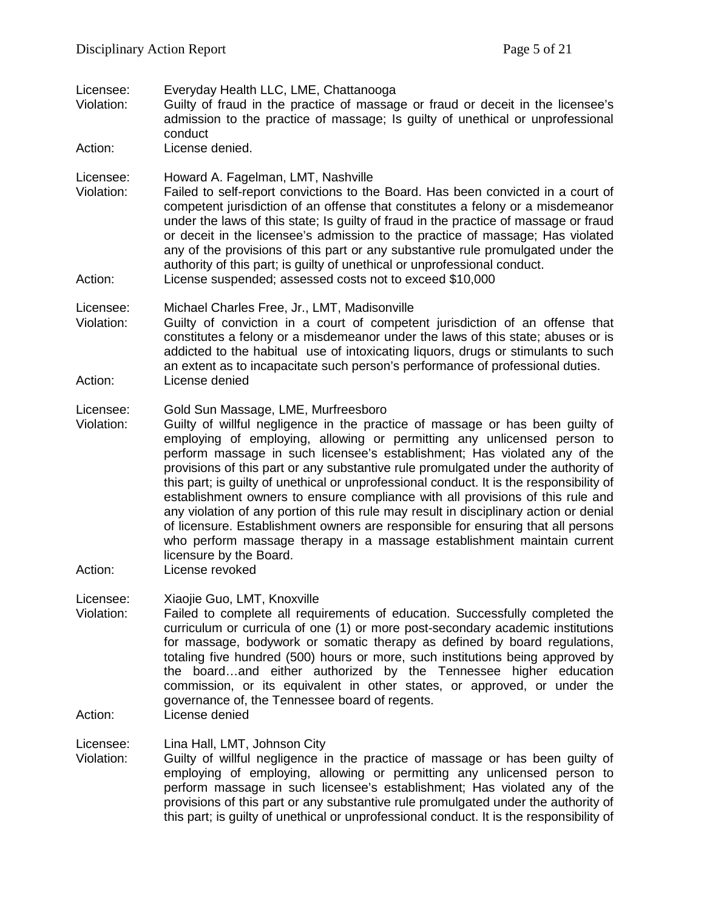Licensee: Everyday Health LLC, LME, Chattanooga
Violation: Guilty of fraud in the practice of massage or fraud or deceit in the licensee's admission to the practice of massage; Is guilty of unethical or unprofessional conduct
Action: License denied.

Licensee: Howard A. Fagelman, LMT, Nashville
Violation: Failed to self-report convictions to the Board. Has been convicted in a court of competent jurisdiction of an offense that constitutes a felony or a misdemeanor under the laws of this state; Is guilty of fraud in the practice of massage or fraud or deceit in the licensee's admission to the practice of massage; Has violated any of the provisions of this part or any substantive rule promulgated under the authority of this part; is guilty of unethical or unprofessional conduct.
Action: License suspended; assessed costs not to exceed $10,000

Licensee: Michael Charles Free, Jr., LMT, Madisonville
Violation: Guilty of conviction in a court of competent jurisdiction of an offense that constitutes a felony or a misdemeanor under the laws of this state; abuses or is addicted to the habitual use of intoxicating liquors, drugs or stimulants to such an extent as to incapacitate such person's performance of professional duties.
Action: License denied

Licensee: Gold Sun Massage, LME, Murfreesboro
Violation: Guilty of willful negligence in the practice of massage or has been guilty of employing of employing, allowing or permitting any unlicensed person to perform massage in such licensee's establishment; Has violated any of the provisions of this part or any substantive rule promulgated under the authority of this part; is guilty of unethical or unprofessional conduct. It is the responsibility of establishment owners to ensure compliance with all provisions of this rule and any violation of any portion of this rule may result in disciplinary action or denial of licensure. Establishment owners are responsible for ensuring that all persons who perform massage therapy in a massage establishment maintain current licensure by the Board.
Action: License revoked

Licensee: Xiaojie Guo, LMT, Knoxville
Violation: Failed to complete all requirements of education. Successfully completed the curriculum or curricula of one (1) or more post-secondary academic institutions for massage, bodywork or somatic therapy as defined by board regulations, totaling five hundred (500) hours or more, such institutions being approved by the board…and either authorized by the Tennessee higher education commission, or its equivalent in other states, or approved, or under the governance of, the Tennessee board of regents.
Action: License denied

Licensee: Lina Hall, LMT, Johnson City
Violation: Guilty of willful negligence in the practice of massage or has been guilty of employing of employing, allowing or permitting any unlicensed person to perform massage in such licensee's establishment; Has violated any of the provisions of this part or any substantive rule promulgated under the authority of this part; is guilty of unethical or unprofessional conduct. It is the responsibility of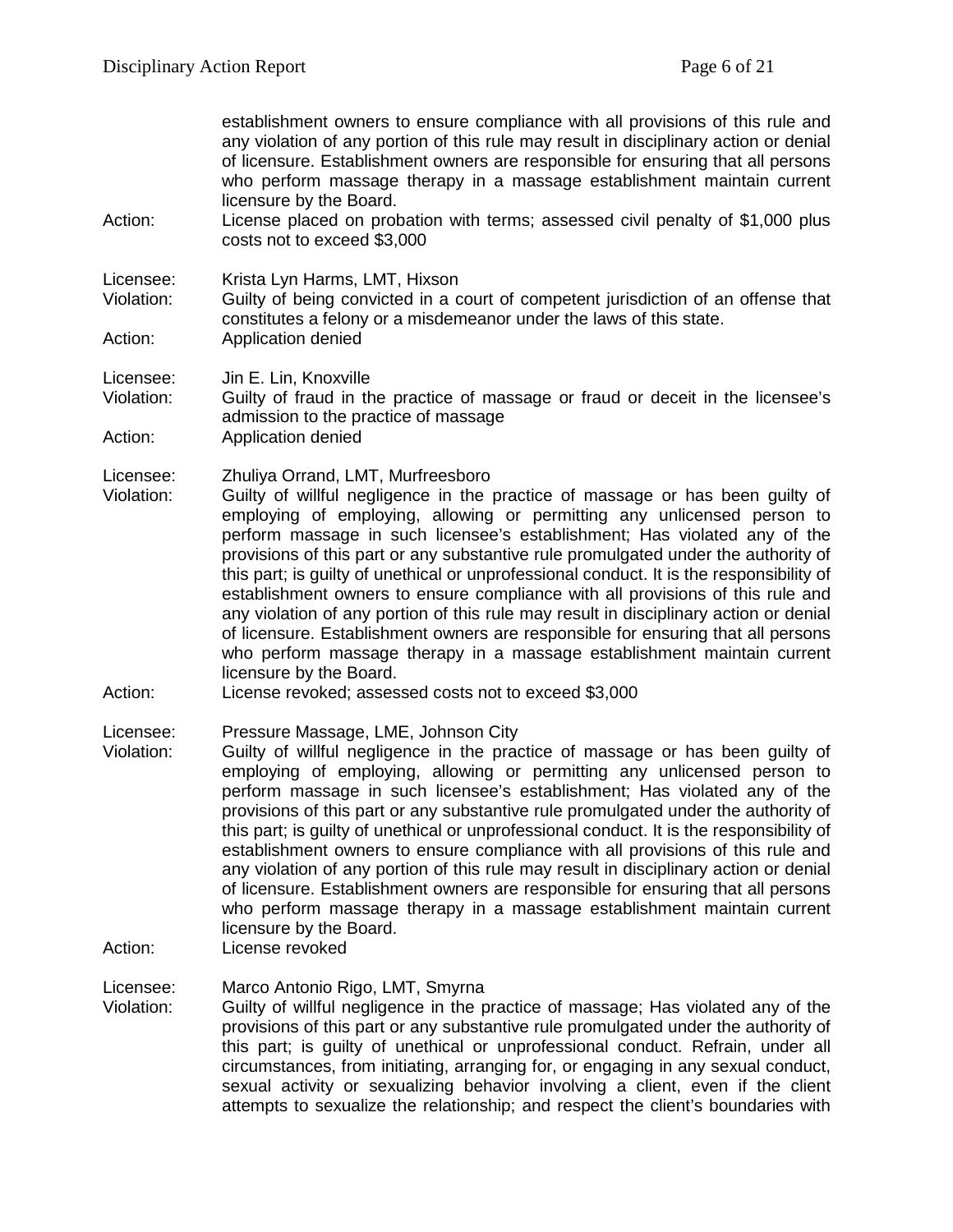establishment owners to ensure compliance with all provisions of this rule and any violation of any portion of this rule may result in disciplinary action or denial of licensure. Establishment owners are responsible for ensuring that all persons who perform massage therapy in a massage establishment maintain current licensure by the Board.

Action: License placed on probation with terms; assessed civil penalty of $1,000 plus costs not to exceed $3,000

Licensee: Krista Lyn Harms, LMT, Hixson
Violation: Guilty of being convicted in a court of competent jurisdiction of an offense that constitutes a felony or a misdemeanor under the laws of this state.
Action: Application denied

Licensee: Jin E. Lin, Knoxville
Violation: Guilty of fraud in the practice of massage or fraud or deceit in the licensee's admission to the practice of massage
Action: Application denied

Licensee: Zhuliya Orrand, LMT, Murfreesboro
Violation: Guilty of willful negligence in the practice of massage or has been guilty of employing of employing, allowing or permitting any unlicensed person to perform massage in such licensee's establishment; Has violated any of the provisions of this part or any substantive rule promulgated under the authority of this part; is guilty of unethical or unprofessional conduct. It is the responsibility of establishment owners to ensure compliance with all provisions of this rule and any violation of any portion of this rule may result in disciplinary action or denial of licensure. Establishment owners are responsible for ensuring that all persons who perform massage therapy in a massage establishment maintain current licensure by the Board.
Action: License revoked; assessed costs not to exceed $3,000

Licensee: Pressure Massage, LME, Johnson City
Violation: Guilty of willful negligence in the practice of massage or has been guilty of employing of employing, allowing or permitting any unlicensed person to perform massage in such licensee's establishment; Has violated any of the provisions of this part or any substantive rule promulgated under the authority of this part; is guilty of unethical or unprofessional conduct. It is the responsibility of establishment owners to ensure compliance with all provisions of this rule and any violation of any portion of this rule may result in disciplinary action or denial of licensure. Establishment owners are responsible for ensuring that all persons who perform massage therapy in a massage establishment maintain current licensure by the Board.
Action: License revoked

Licensee: Marco Antonio Rigo, LMT, Smyrna
Violation: Guilty of willful negligence in the practice of massage; Has violated any of the provisions of this part or any substantive rule promulgated under the authority of this part; is guilty of unethical or unprofessional conduct. Refrain, under all circumstances, from initiating, arranging for, or engaging in any sexual conduct, sexual activity or sexualizing behavior involving a client, even if the client attempts to sexualize the relationship; and respect the client's boundaries with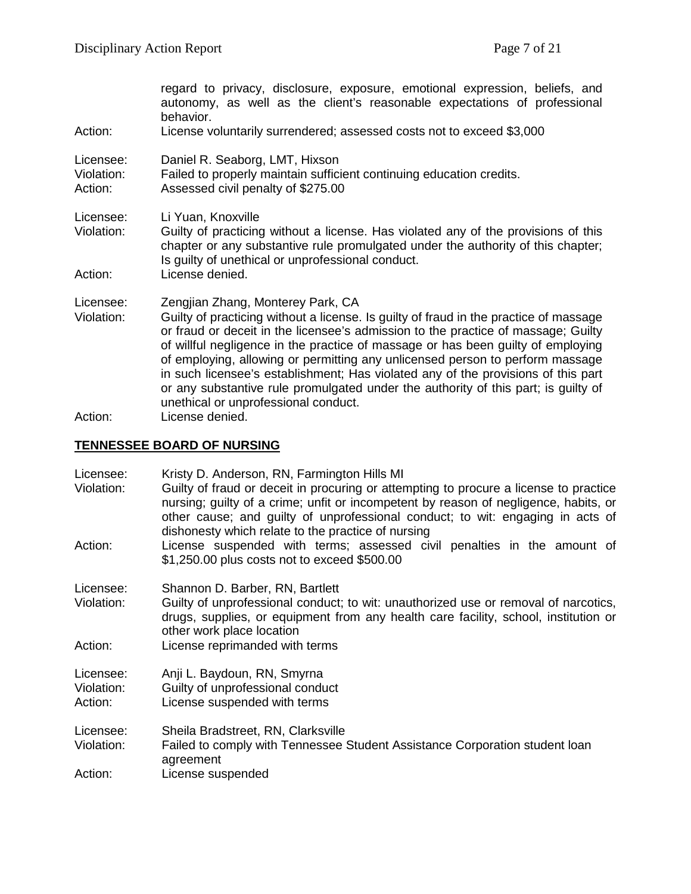regard to privacy, disclosure, exposure, emotional expression, beliefs, and autonomy, as well as the client's reasonable expectations of professional behavior.

Action: License voluntarily surrendered; assessed costs not to exceed $3,000

Licensee: Daniel R. Seaborg, LMT, Hixson
Violation: Failed to properly maintain sufficient continuing education credits.
Action: Assessed civil penalty of $275.00

Licensee: Li Yuan, Knoxville
Violation: Guilty of practicing without a license. Has violated any of the provisions of this chapter or any substantive rule promulgated under the authority of this chapter; Is guilty of unethical or unprofessional conduct.
Action: License denied.

Licensee: Zengjian Zhang, Monterey Park, CA
Violation: Guilty of practicing without a license. Is guilty of fraud in the practice of massage or fraud or deceit in the licensee's admission to the practice of massage; Guilty of willful negligence in the practice of massage or has been guilty of employing of employing, allowing or permitting any unlicensed person to perform massage in such licensee's establishment; Has violated any of the provisions of this part or any substantive rule promulgated under the authority of this part; is guilty of unethical or unprofessional conduct.
Action: License denied.

## TENNESSEE BOARD OF NURSING

Licensee: Kristy D. Anderson, RN, Farmington Hills MI
Violation: Guilty of fraud or deceit in procuring or attempting to procure a license to practice nursing; guilty of a crime; unfit or incompetent by reason of negligence, habits, or other cause; and guilty of unprofessional conduct; to wit: engaging in acts of dishonesty which relate to the practice of nursing
Action: License suspended with terms; assessed civil penalties in the amount of $1,250.00 plus costs not to exceed $500.00

Licensee: Shannon D. Barber, RN, Bartlett
Violation: Guilty of unprofessional conduct; to wit: unauthorized use or removal of narcotics, drugs, supplies, or equipment from any health care facility, school, institution or other work place location
Action: License reprimanded with terms

Licensee: Anji L. Baydoun, RN, Smyrna
Violation: Guilty of unprofessional conduct
Action: License suspended with terms

Licensee: Sheila Bradstreet, RN, Clarksville
Violation: Failed to comply with Tennessee Student Assistance Corporation student loan agreement
Action: License suspended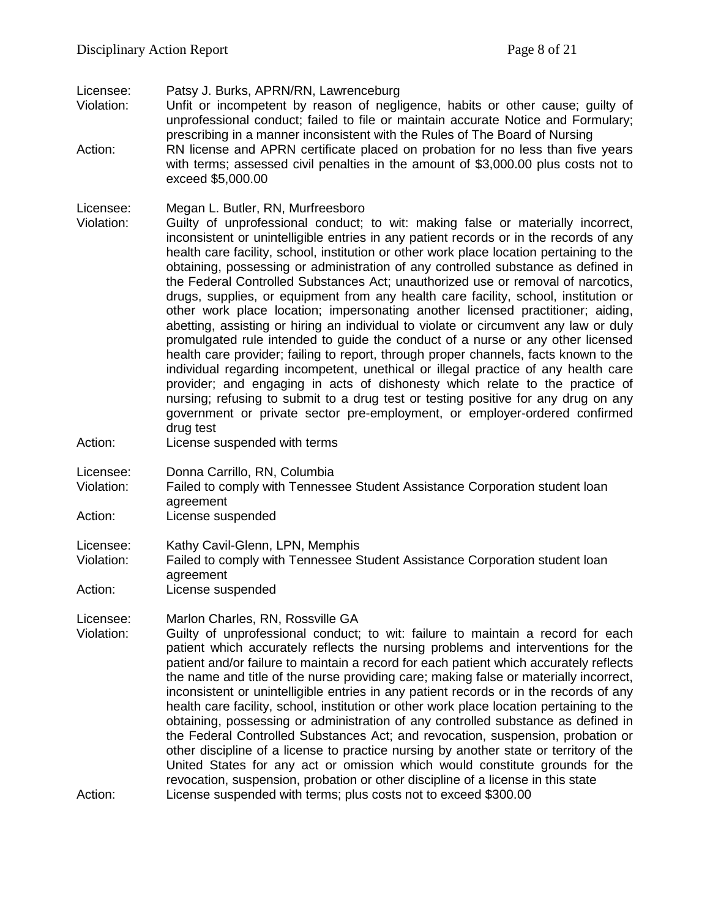Licensee: Patsy J. Burks, APRN/RN, Lawrenceburg
Violation: Unfit or incompetent by reason of negligence, habits or other cause; guilty of unprofessional conduct; failed to file or maintain accurate Notice and Formulary; prescribing in a manner inconsistent with the Rules of The Board of Nursing
Action: RN license and APRN certificate placed on probation for no less than five years with terms; assessed civil penalties in the amount of $3,000.00 plus costs not to exceed $5,000.00

Licensee: Megan L. Butler, RN, Murfreesboro
Violation: Guilty of unprofessional conduct; to wit: making false or materially incorrect, inconsistent or unintelligible entries in any patient records or in the records of any health care facility, school, institution or other work place location pertaining to the obtaining, possessing or administration of any controlled substance as defined in the Federal Controlled Substances Act; unauthorized use or removal of narcotics, drugs, supplies, or equipment from any health care facility, school, institution or other work place location; impersonating another licensed practitioner; aiding, abetting, assisting or hiring an individual to violate or circumvent any law or duly promulgated rule intended to guide the conduct of a nurse or any other licensed health care provider; failing to report, through proper channels, facts known to the individual regarding incompetent, unethical or illegal practice of any health care provider; and engaging in acts of dishonesty which relate to the practice of nursing; refusing to submit to a drug test or testing positive for any drug on any government or private sector pre-employment, or employer-ordered confirmed drug test
Action: License suspended with terms

Licensee: Donna Carrillo, RN, Columbia
Violation: Failed to comply with Tennessee Student Assistance Corporation student loan agreement
Action: License suspended

Licensee: Kathy Cavil-Glenn, LPN, Memphis
Violation: Failed to comply with Tennessee Student Assistance Corporation student loan agreement
Action: License suspended

Licensee: Marlon Charles, RN, Rossville GA
Violation: Guilty of unprofessional conduct; to wit: failure to maintain a record for each patient which accurately reflects the nursing problems and interventions for the patient and/or failure to maintain a record for each patient which accurately reflects the name and title of the nurse providing care; making false or materially incorrect, inconsistent or unintelligible entries in any patient records or in the records of any health care facility, school, institution or other work place location pertaining to the obtaining, possessing or administration of any controlled substance as defined in the Federal Controlled Substances Act; and revocation, suspension, probation or other discipline of a license to practice nursing by another state or territory of the United States for any act or omission which would constitute grounds for the revocation, suspension, probation or other discipline of a license in this state
Action: License suspended with terms; plus costs not to exceed $300.00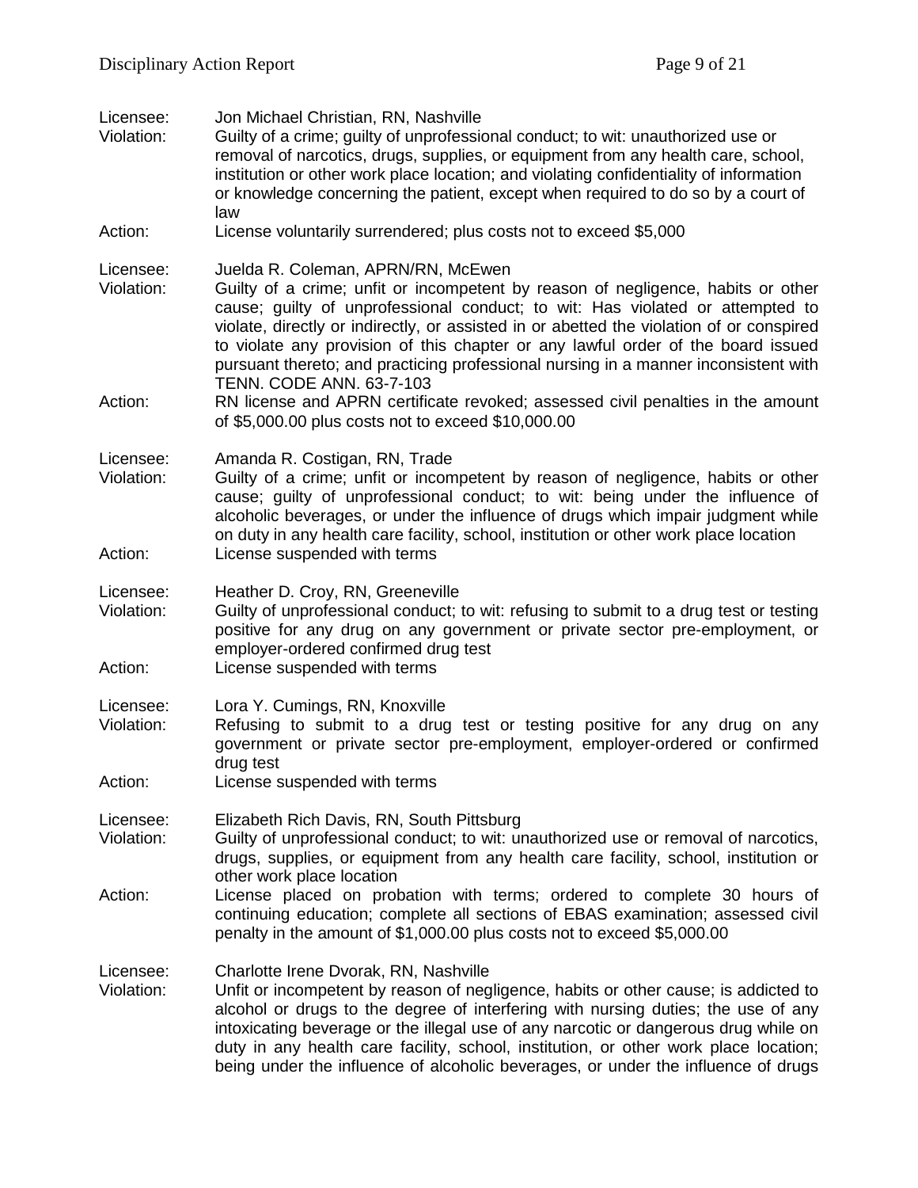Licensee: Jon Michael Christian, RN, Nashville
Violation: Guilty of a crime; guilty of unprofessional conduct; to wit: unauthorized use or removal of narcotics, drugs, supplies, or equipment from any health care, school, institution or other work place location; and violating confidentiality of information or knowledge concerning the patient, except when required to do so by a court of law
Action: License voluntarily surrendered; plus costs not to exceed $5,000

Licensee: Juelda R. Coleman, APRN/RN, McEwen
Violation: Guilty of a crime; unfit or incompetent by reason of negligence, habits or other cause; guilty of unprofessional conduct; to wit: Has violated or attempted to violate, directly or indirectly, or assisted in or abetted the violation of or conspired to violate any provision of this chapter or any lawful order of the board issued pursuant thereto; and practicing professional nursing in a manner inconsistent with TENN. CODE ANN. 63-7-103
Action: RN license and APRN certificate revoked; assessed civil penalties in the amount of $5,000.00 plus costs not to exceed $10,000.00

Licensee: Amanda R. Costigan, RN, Trade
Violation: Guilty of a crime; unfit or incompetent by reason of negligence, habits or other cause; guilty of unprofessional conduct; to wit: being under the influence of alcoholic beverages, or under the influence of drugs which impair judgment while on duty in any health care facility, school, institution or other work place location
Action: License suspended with terms

Licensee: Heather D. Croy, RN, Greeneville
Violation: Guilty of unprofessional conduct; to wit: refusing to submit to a drug test or testing positive for any drug on any government or private sector pre-employment, or employer-ordered confirmed drug test
Action: License suspended with terms

Licensee: Lora Y. Cumings, RN, Knoxville
Violation: Refusing to submit to a drug test or testing positive for any drug on any government or private sector pre-employment, employer-ordered or confirmed drug test
Action: License suspended with terms

Licensee: Elizabeth Rich Davis, RN, South Pittsburg
Violation: Guilty of unprofessional conduct; to wit: unauthorized use or removal of narcotics, drugs, supplies, or equipment from any health care facility, school, institution or other work place location
Action: License placed on probation with terms; ordered to complete 30 hours of continuing education; complete all sections of EBAS examination; assessed civil penalty in the amount of $1,000.00 plus costs not to exceed $5,000.00

Licensee: Charlotte Irene Dvorak, RN, Nashville
Violation: Unfit or incompetent by reason of negligence, habits or other cause; is addicted to alcohol or drugs to the degree of interfering with nursing duties; the use of any intoxicating beverage or the illegal use of any narcotic or dangerous drug while on duty in any health care facility, school, institution, or other work place location; being under the influence of alcoholic beverages, or under the influence of drugs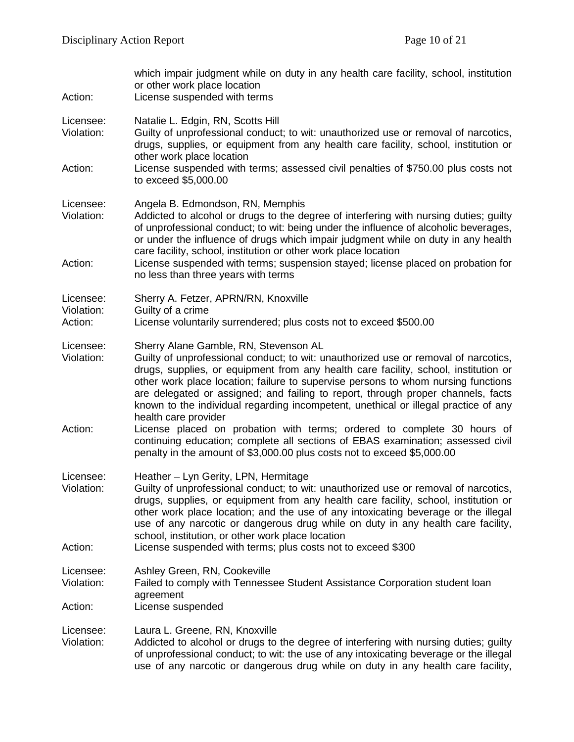which impair judgment while on duty in any health care facility, school, institution or other work place location

Action: License suspended with terms

Licensee: Natalie L. Edgin, RN, Scotts Hill
Violation: Guilty of unprofessional conduct; to wit: unauthorized use or removal of narcotics, drugs, supplies, or equipment from any health care facility, school, institution or other work place location
Action: License suspended with terms; assessed civil penalties of $750.00 plus costs not to exceed $5,000.00

Licensee: Angela B. Edmondson, RN, Memphis
Violation: Addicted to alcohol or drugs to the degree of interfering with nursing duties; guilty of unprofessional conduct; to wit: being under the influence of alcoholic beverages, or under the influence of drugs which impair judgment while on duty in any health care facility, school, institution or other work place location
Action: License suspended with terms; suspension stayed; license placed on probation for no less than three years with terms

Licensee: Sherry A. Fetzer, APRN/RN, Knoxville
Violation: Guilty of a crime
Action: License voluntarily surrendered; plus costs not to exceed $500.00

Licensee: Sherry Alane Gamble, RN, Stevenson AL
Violation: Guilty of unprofessional conduct; to wit: unauthorized use or removal of narcotics, drugs, supplies, or equipment from any health care facility, school, institution or other work place location; failure to supervise persons to whom nursing functions are delegated or assigned; and failing to report, through proper channels, facts known to the individual regarding incompetent, unethical or illegal practice of any health care provider
Action: License placed on probation with terms; ordered to complete 30 hours of continuing education; complete all sections of EBAS examination; assessed civil penalty in the amount of $3,000.00 plus costs not to exceed $5,000.00

Licensee: Heather – Lyn Gerity, LPN, Hermitage
Violation: Guilty of unprofessional conduct; to wit: unauthorized use or removal of narcotics, drugs, supplies, or equipment from any health care facility, school, institution or other work place location; and the use of any intoxicating beverage or the illegal use of any narcotic or dangerous drug while on duty in any health care facility, school, institution, or other work place location
Action: License suspended with terms; plus costs not to exceed $300

Licensee: Ashley Green, RN, Cookeville
Violation: Failed to comply with Tennessee Student Assistance Corporation student loan agreement
Action: License suspended

Licensee: Laura L. Greene, RN, Knoxville
Violation: Addicted to alcohol or drugs to the degree of interfering with nursing duties; guilty of unprofessional conduct; to wit: the use of any intoxicating beverage or the illegal use of any narcotic or dangerous drug while on duty in any health care facility,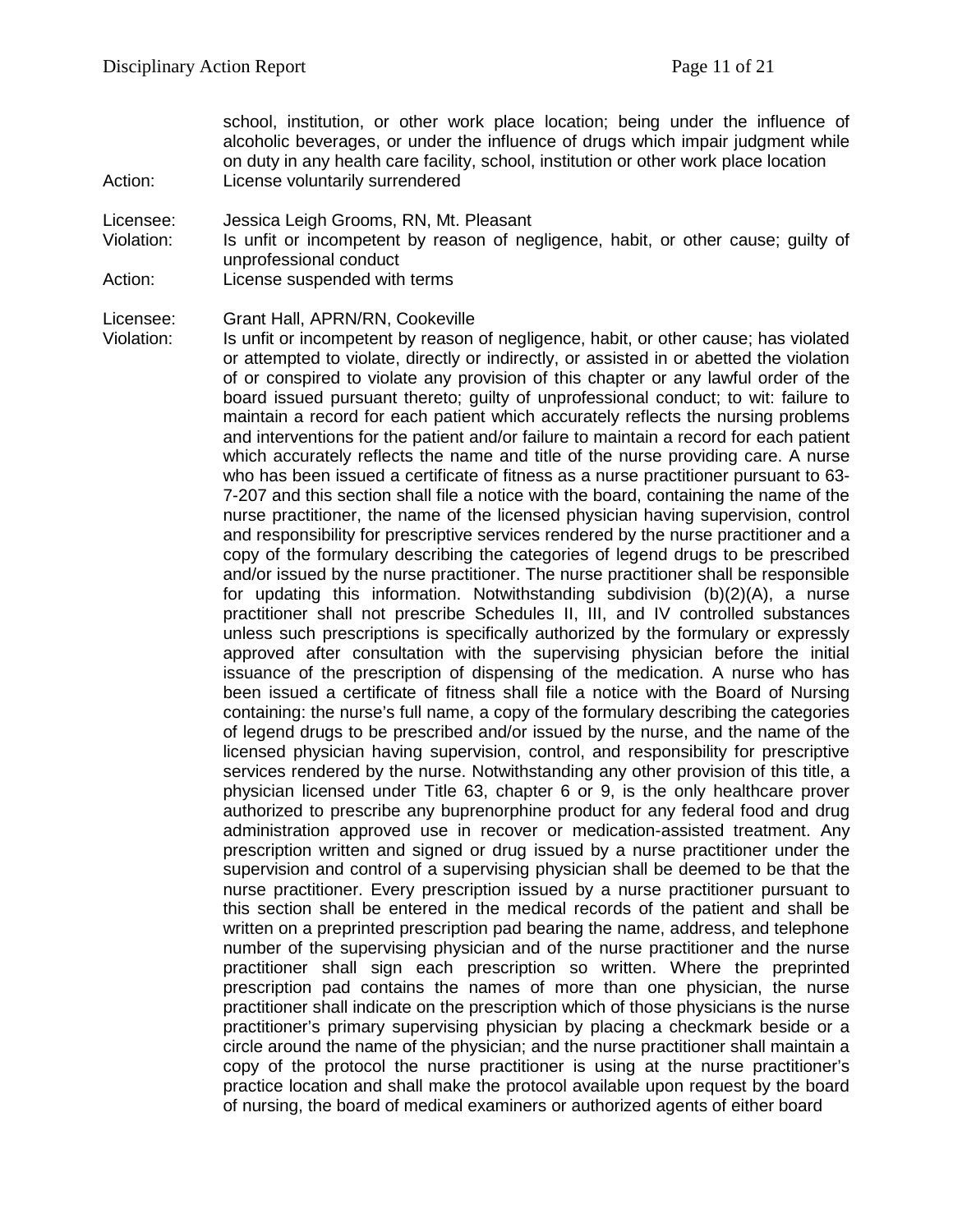school, institution, or other work place location; being under the influence of alcoholic beverages, or under the influence of drugs which impair judgment while on duty in any health care facility, school, institution or other work place location

Action: License voluntarily surrendered

Licensee: Jessica Leigh Grooms, RN, Mt. Pleasant
Violation: Is unfit or incompetent by reason of negligence, habit, or other cause; guilty of unprofessional conduct
Action: License suspended with terms

Licensee: Grant Hall, APRN/RN, Cookeville
Violation: Is unfit or incompetent by reason of negligence, habit, or other cause; has violated or attempted to violate, directly or indirectly, or assisted in or abetted the violation of or conspired to violate any provision of this chapter or any lawful order of the board issued pursuant thereto; guilty of unprofessional conduct; to wit: failure to maintain a record for each patient which accurately reflects the nursing problems and interventions for the patient and/or failure to maintain a record for each patient which accurately reflects the name and title of the nurse providing care. A nurse who has been issued a certificate of fitness as a nurse practitioner pursuant to 63-7-207 and this section shall file a notice with the board, containing the name of the nurse practitioner, the name of the licensed physician having supervision, control and responsibility for prescriptive services rendered by the nurse practitioner and a copy of the formulary describing the categories of legend drugs to be prescribed and/or issued by the nurse practitioner. The nurse practitioner shall be responsible for updating this information. Notwithstanding subdivision (b)(2)(A), a nurse practitioner shall not prescribe Schedules II, III, and IV controlled substances unless such prescriptions is specifically authorized by the formulary or expressly approved after consultation with the supervising physician before the initial issuance of the prescription of dispensing of the medication. A nurse who has been issued a certificate of fitness shall file a notice with the Board of Nursing containing: the nurse's full name, a copy of the formulary describing the categories of legend drugs to be prescribed and/or issued by the nurse, and the name of the licensed physician having supervision, control, and responsibility for prescriptive services rendered by the nurse. Notwithstanding any other provision of this title, a physician licensed under Title 63, chapter 6 or 9, is the only healthcare prover authorized to prescribe any buprenorphine product for any federal food and drug administration approved use in recover or medication-assisted treatment. Any prescription written and signed or drug issued by a nurse practitioner under the supervision and control of a supervising physician shall be deemed to be that the nurse practitioner. Every prescription issued by a nurse practitioner pursuant to this section shall be entered in the medical records of the patient and shall be written on a preprinted prescription pad bearing the name, address, and telephone number of the supervising physician and of the nurse practitioner and the nurse practitioner shall sign each prescription so written. Where the preprinted prescription pad contains the names of more than one physician, the nurse practitioner shall indicate on the prescription which of those physicians is the nurse practitioner's primary supervising physician by placing a checkmark beside or a circle around the name of the physician; and the nurse practitioner shall maintain a copy of the protocol the nurse practitioner is using at the nurse practitioner's practice location and shall make the protocol available upon request by the board of nursing, the board of medical examiners or authorized agents of either board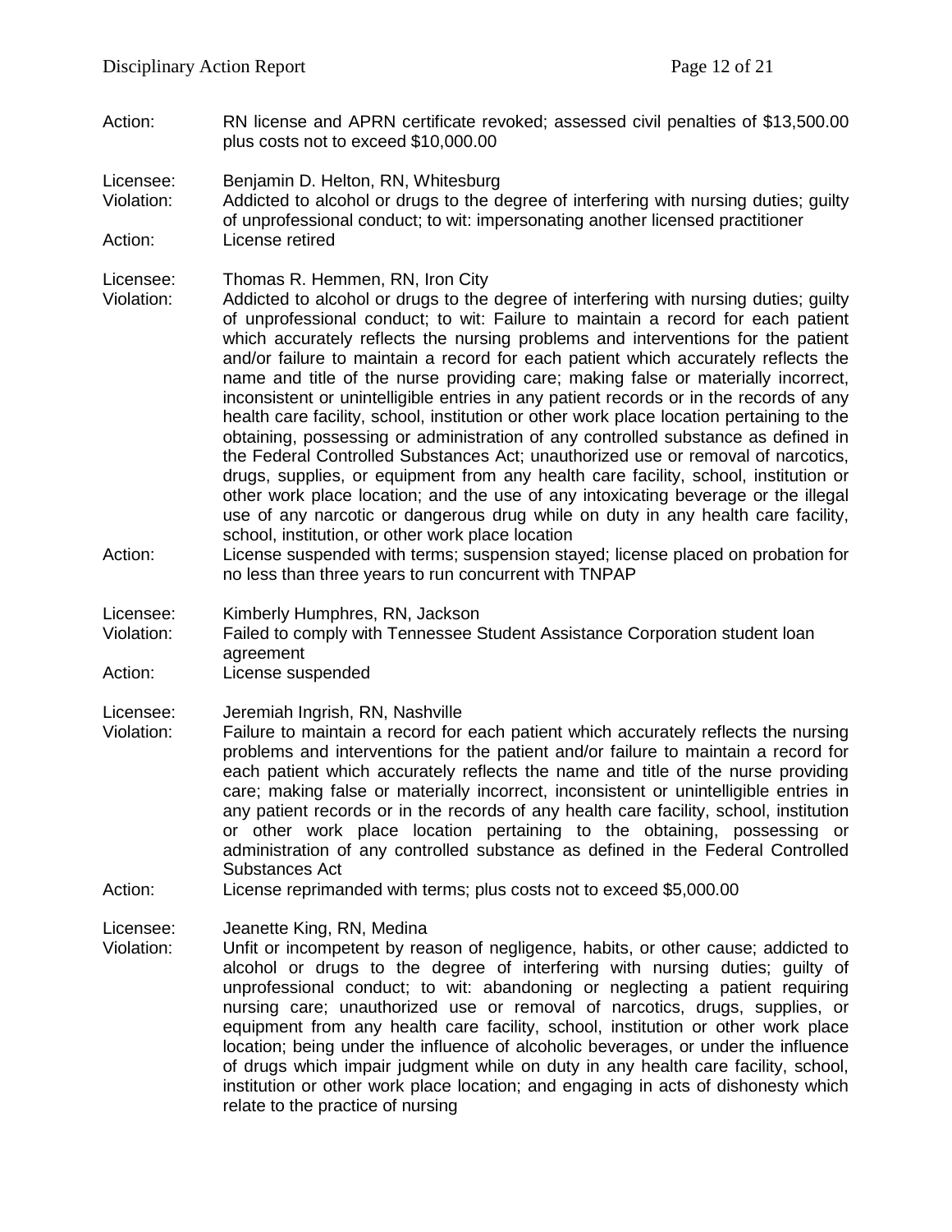Action: RN license and APRN certificate revoked; assessed civil penalties of $13,500.00 plus costs not to exceed $10,000.00

Licensee: Benjamin D. Helton, RN, Whitesburg
Violation: Addicted to alcohol or drugs to the degree of interfering with nursing duties; guilty of unprofessional conduct; to wit: impersonating another licensed practitioner
Action: License retired

Licensee: Thomas R. Hemmen, RN, Iron City
Violation: Addicted to alcohol or drugs to the degree of interfering with nursing duties; guilty of unprofessional conduct; to wit: Failure to maintain a record for each patient which accurately reflects the nursing problems and interventions for the patient and/or failure to maintain a record for each patient which accurately reflects the name and title of the nurse providing care; making false or materially incorrect, inconsistent or unintelligible entries in any patient records or in the records of any health care facility, school, institution or other work place location pertaining to the obtaining, possessing or administration of any controlled substance as defined in the Federal Controlled Substances Act; unauthorized use or removal of narcotics, drugs, supplies, or equipment from any health care facility, school, institution or other work place location; and the use of any intoxicating beverage or the illegal use of any narcotic or dangerous drug while on duty in any health care facility, school, institution, or other work place location
Action: License suspended with terms; suspension stayed; license placed on probation for no less than three years to run concurrent with TNPAP

Licensee: Kimberly Humphres, RN, Jackson
Violation: Failed to comply with Tennessee Student Assistance Corporation student loan agreement
Action: License suspended

Licensee: Jeremiah Ingrish, RN, Nashville
Violation: Failure to maintain a record for each patient which accurately reflects the nursing problems and interventions for the patient and/or failure to maintain a record for each patient which accurately reflects the name and title of the nurse providing care; making false or materially incorrect, inconsistent or unintelligible entries in any patient records or in the records of any health care facility, school, institution or other work place location pertaining to the obtaining, possessing or administration of any controlled substance as defined in the Federal Controlled Substances Act
Action: License reprimanded with terms; plus costs not to exceed $5,000.00

Licensee: Jeanette King, RN, Medina
Violation: Unfit or incompetent by reason of negligence, habits, or other cause; addicted to alcohol or drugs to the degree of interfering with nursing duties; guilty of unprofessional conduct; to wit: abandoning or neglecting a patient requiring nursing care; unauthorized use or removal of narcotics, drugs, supplies, or equipment from any health care facility, school, institution or other work place location; being under the influence of alcoholic beverages, or under the influence of drugs which impair judgment while on duty in any health care facility, school, institution or other work place location; and engaging in acts of dishonesty which relate to the practice of nursing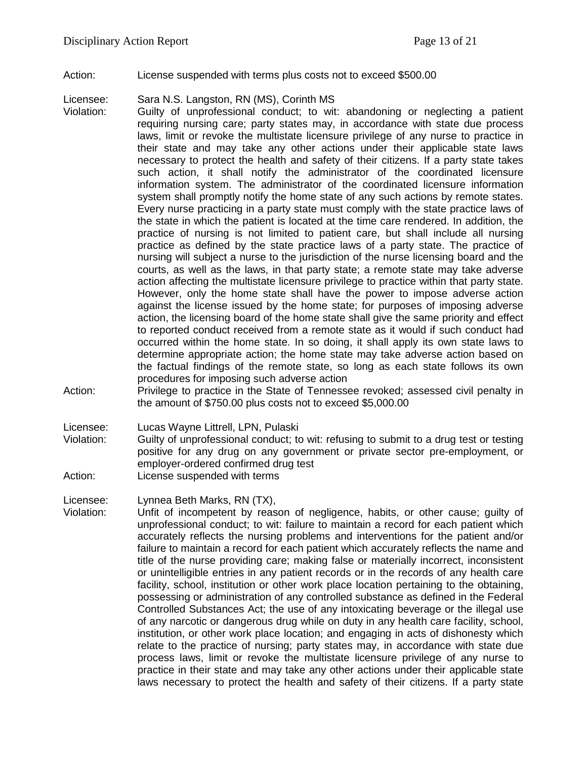Action: License suspended with terms plus costs not to exceed $500.00

Licensee: Sara N.S. Langston, RN (MS), Corinth MS
Violation: Guilty of unprofessional conduct; to wit: abandoning or neglecting a patient requiring nursing care; party states may, in accordance with state due process laws, limit or revoke the multistate licensure privilege of any nurse to practice in their state and may take any other actions under their applicable state laws necessary to protect the health and safety of their citizens. If a party state takes such action, it shall notify the administrator of the coordinated licensure information system. The administrator of the coordinated licensure information system shall promptly notify the home state of any such actions by remote states. Every nurse practicing in a party state must comply with the state practice laws of the state in which the patient is located at the time care rendered. In addition, the practice of nursing is not limited to patient care, but shall include all nursing practice as defined by the state practice laws of a party state. The practice of nursing will subject a nurse to the jurisdiction of the nurse licensing board and the courts, as well as the laws, in that party state; a remote state may take adverse action affecting the multistate licensure privilege to practice within that party state. However, only the home state shall have the power to impose adverse action against the license issued by the home state; for purposes of imposing adverse action, the licensing board of the home state shall give the same priority and effect to reported conduct received from a remote state as it would if such conduct had occurred within the home state. In so doing, it shall apply its own state laws to determine appropriate action; the home state may take adverse action based on the factual findings of the remote state, so long as each state follows its own procedures for imposing such adverse action
Action: Privilege to practice in the State of Tennessee revoked; assessed civil penalty in the amount of $750.00 plus costs not to exceed $5,000.00

Licensee: Lucas Wayne Littrell, LPN, Pulaski
Violation: Guilty of unprofessional conduct; to wit: refusing to submit to a drug test or testing positive for any drug on any government or private sector pre-employment, or employer-ordered confirmed drug test
Action: License suspended with terms

Licensee: Lynnea Beth Marks, RN (TX),
Violation: Unfit of incompetent by reason of negligence, habits, or other cause; guilty of unprofessional conduct; to wit: failure to maintain a record for each patient which accurately reflects the nursing problems and interventions for the patient and/or failure to maintain a record for each patient which accurately reflects the name and title of the nurse providing care; making false or materially incorrect, inconsistent or unintelligible entries in any patient records or in the records of any health care facility, school, institution or other work place location pertaining to the obtaining, possessing or administration of any controlled substance as defined in the Federal Controlled Substances Act; the use of any intoxicating beverage or the illegal use of any narcotic or dangerous drug while on duty in any health care facility, school, institution, or other work place location; and engaging in acts of dishonesty which relate to the practice of nursing; party states may, in accordance with state due process laws, limit or revoke the multistate licensure privilege of any nurse to practice in their state and may take any other actions under their applicable state laws necessary to protect the health and safety of their citizens. If a party state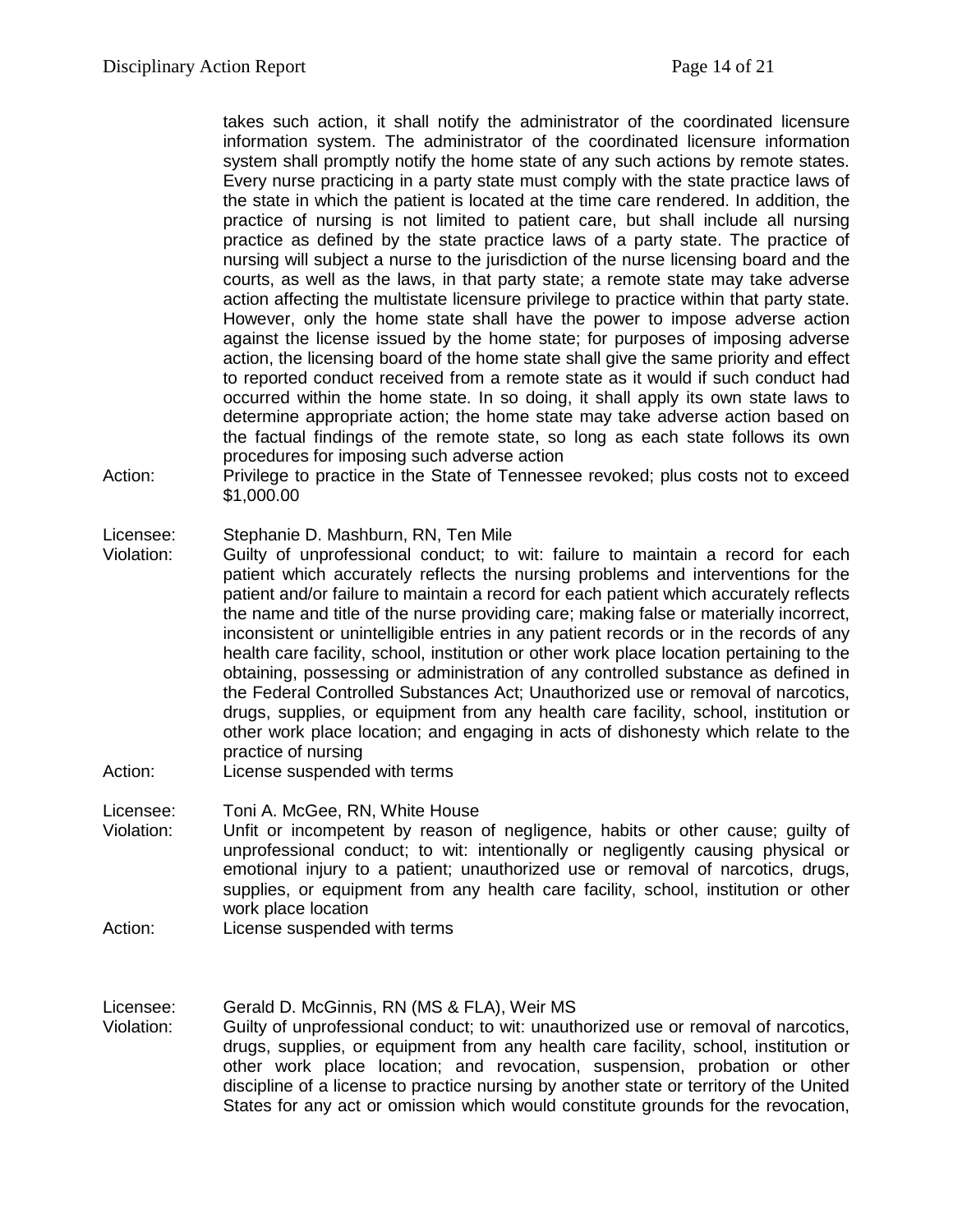takes such action, it shall notify the administrator of the coordinated licensure information system. The administrator of the coordinated licensure information system shall promptly notify the home state of any such actions by remote states. Every nurse practicing in a party state must comply with the state practice laws of the state in which the patient is located at the time care rendered. In addition, the practice of nursing is not limited to patient care, but shall include all nursing practice as defined by the state practice laws of a party state. The practice of nursing will subject a nurse to the jurisdiction of the nurse licensing board and the courts, as well as the laws, in that party state; a remote state may take adverse action affecting the multistate licensure privilege to practice within that party state. However, only the home state shall have the power to impose adverse action against the license issued by the home state; for purposes of imposing adverse action, the licensing board of the home state shall give the same priority and effect to reported conduct received from a remote state as it would if such conduct had occurred within the home state. In so doing, it shall apply its own state laws to determine appropriate action; the home state may take adverse action based on the factual findings of the remote state, so long as each state follows its own procedures for imposing such adverse action

Action: Privilege to practice in the State of Tennessee revoked; plus costs not to exceed $1,000.00

Licensee: Stephanie D. Mashburn, RN, Ten Mile

Violation: Guilty of unprofessional conduct; to wit: failure to maintain a record for each patient which accurately reflects the nursing problems and interventions for the patient and/or failure to maintain a record for each patient which accurately reflects the name and title of the nurse providing care; making false or materially incorrect, inconsistent or unintelligible entries in any patient records or in the records of any health care facility, school, institution or other work place location pertaining to the obtaining, possessing or administration of any controlled substance as defined in the Federal Controlled Substances Act; Unauthorized use or removal of narcotics, drugs, supplies, or equipment from any health care facility, school, institution or other work place location; and engaging in acts of dishonesty which relate to the practice of nursing

Action: License suspended with terms

Licensee: Toni A. McGee, RN, White House

Violation: Unfit or incompetent by reason of negligence, habits or other cause; guilty of unprofessional conduct; to wit: intentionally or negligently causing physical or emotional injury to a patient; unauthorized use or removal of narcotics, drugs, supplies, or equipment from any health care facility, school, institution or other work place location

Action: License suspended with terms

Licensee: Gerald D. McGinnis, RN (MS & FLA), Weir MS

Violation: Guilty of unprofessional conduct; to wit: unauthorized use or removal of narcotics, drugs, supplies, or equipment from any health care facility, school, institution or other work place location; and revocation, suspension, probation or other discipline of a license to practice nursing by another state or territory of the United States for any act or omission which would constitute grounds for the revocation,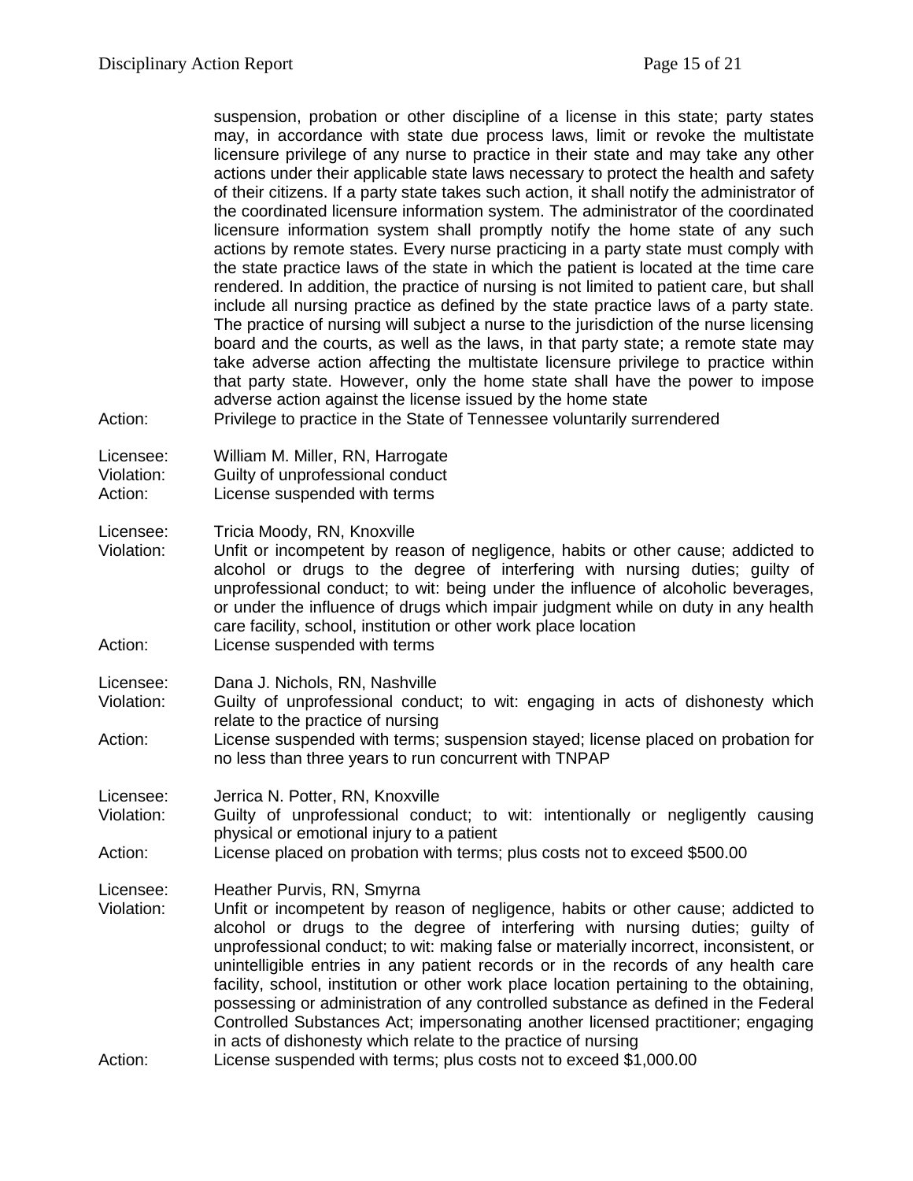suspension, probation or other discipline of a license in this state; party states may, in accordance with state due process laws, limit or revoke the multistate licensure privilege of any nurse to practice in their state and may take any other actions under their applicable state laws necessary to protect the health and safety of their citizens. If a party state takes such action, it shall notify the administrator of the coordinated licensure information system. The administrator of the coordinated licensure information system shall promptly notify the home state of any such actions by remote states. Every nurse practicing in a party state must comply with the state practice laws of the state in which the patient is located at the time care rendered. In addition, the practice of nursing is not limited to patient care, but shall include all nursing practice as defined by the state practice laws of a party state. The practice of nursing will subject a nurse to the jurisdiction of the nurse licensing board and the courts, as well as the laws, in that party state; a remote state may take adverse action affecting the multistate licensure privilege to practice within that party state. However, only the home state shall have the power to impose adverse action against the license issued by the home state

Action: Privilege to practice in the State of Tennessee voluntarily surrendered

Licensee: William M. Miller, RN, Harrogate
Violation: Guilty of unprofessional conduct
Action: License suspended with terms

Licensee: Tricia Moody, RN, Knoxville
Violation: Unfit or incompetent by reason of negligence, habits or other cause; addicted to alcohol or drugs to the degree of interfering with nursing duties; guilty of unprofessional conduct; to wit: being under the influence of alcoholic beverages, or under the influence of drugs which impair judgment while on duty in any health care facility, school, institution or other work place location
Action: License suspended with terms

Licensee: Dana J. Nichols, RN, Nashville
Violation: Guilty of unprofessional conduct; to wit: engaging in acts of dishonesty which relate to the practice of nursing
Action: License suspended with terms; suspension stayed; license placed on probation for no less than three years to run concurrent with TNPAP

Licensee: Jerrica N. Potter, RN, Knoxville
Violation: Guilty of unprofessional conduct; to wit: intentionally or negligently causing physical or emotional injury to a patient
Action: License placed on probation with terms; plus costs not to exceed $500.00

Licensee: Heather Purvis, RN, Smyrna
Violation: Unfit or incompetent by reason of negligence, habits or other cause; addicted to alcohol or drugs to the degree of interfering with nursing duties; guilty of unprofessional conduct; to wit: making false or materially incorrect, inconsistent, or unintelligible entries in any patient records or in the records of any health care facility, school, institution or other work place location pertaining to the obtaining, possessing or administration of any controlled substance as defined in the Federal Controlled Substances Act; impersonating another licensed practitioner; engaging in acts of dishonesty which relate to the practice of nursing
Action: License suspended with terms; plus costs not to exceed $1,000.00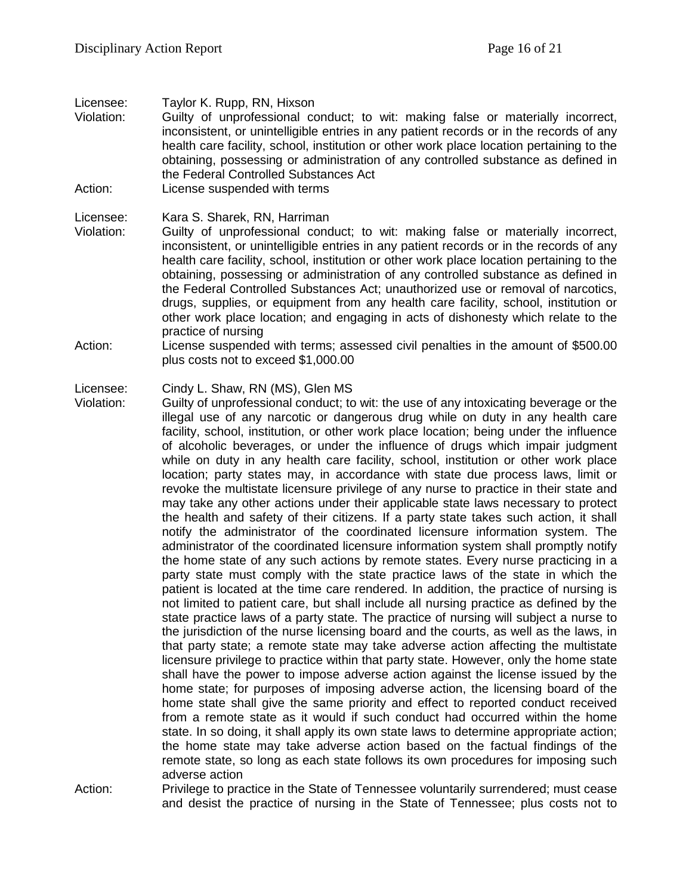Licensee: Taylor K. Rupp, RN, Hixson
Violation: Guilty of unprofessional conduct; to wit: making false or materially incorrect, inconsistent, or unintelligible entries in any patient records or in the records of any health care facility, school, institution or other work place location pertaining to the obtaining, possessing or administration of any controlled substance as defined in the Federal Controlled Substances Act
Action: License suspended with terms

Licensee: Kara S. Sharek, RN, Harriman
Violation: Guilty of unprofessional conduct; to wit: making false or materially incorrect, inconsistent, or unintelligible entries in any patient records or in the records of any health care facility, school, institution or other work place location pertaining to the obtaining, possessing or administration of any controlled substance as defined in the Federal Controlled Substances Act; unauthorized use or removal of narcotics, drugs, supplies, or equipment from any health care facility, school, institution or other work place location; and engaging in acts of dishonesty which relate to the practice of nursing
Action: License suspended with terms; assessed civil penalties in the amount of $500.00 plus costs not to exceed $1,000.00

Licensee: Cindy L. Shaw, RN (MS), Glen MS
Violation: Guilty of unprofessional conduct; to wit: the use of any intoxicating beverage or the illegal use of any narcotic or dangerous drug while on duty in any health care facility, school, institution, or other work place location; being under the influence of alcoholic beverages, or under the influence of drugs which impair judgment while on duty in any health care facility, school, institution or other work place location; party states may, in accordance with state due process laws, limit or revoke the multistate licensure privilege of any nurse to practice in their state and may take any other actions under their applicable state laws necessary to protect the health and safety of their citizens. If a party state takes such action, it shall notify the administrator of the coordinated licensure information system. The administrator of the coordinated licensure information system shall promptly notify the home state of any such actions by remote states. Every nurse practicing in a party state must comply with the state practice laws of the state in which the patient is located at the time care rendered. In addition, the practice of nursing is not limited to patient care, but shall include all nursing practice as defined by the state practice laws of a party state. The practice of nursing will subject a nurse to the jurisdiction of the nurse licensing board and the courts, as well as the laws, in that party state; a remote state may take adverse action affecting the multistate licensure privilege to practice within that party state. However, only the home state shall have the power to impose adverse action against the license issued by the home state; for purposes of imposing adverse action, the licensing board of the home state shall give the same priority and effect to reported conduct received from a remote state as it would if such conduct had occurred within the home state. In so doing, it shall apply its own state laws to determine appropriate action; the home state may take adverse action based on the factual findings of the remote state, so long as each state follows its own procedures for imposing such adverse action
Action: Privilege to practice in the State of Tennessee voluntarily surrendered; must cease and desist the practice of nursing in the State of Tennessee; plus costs not to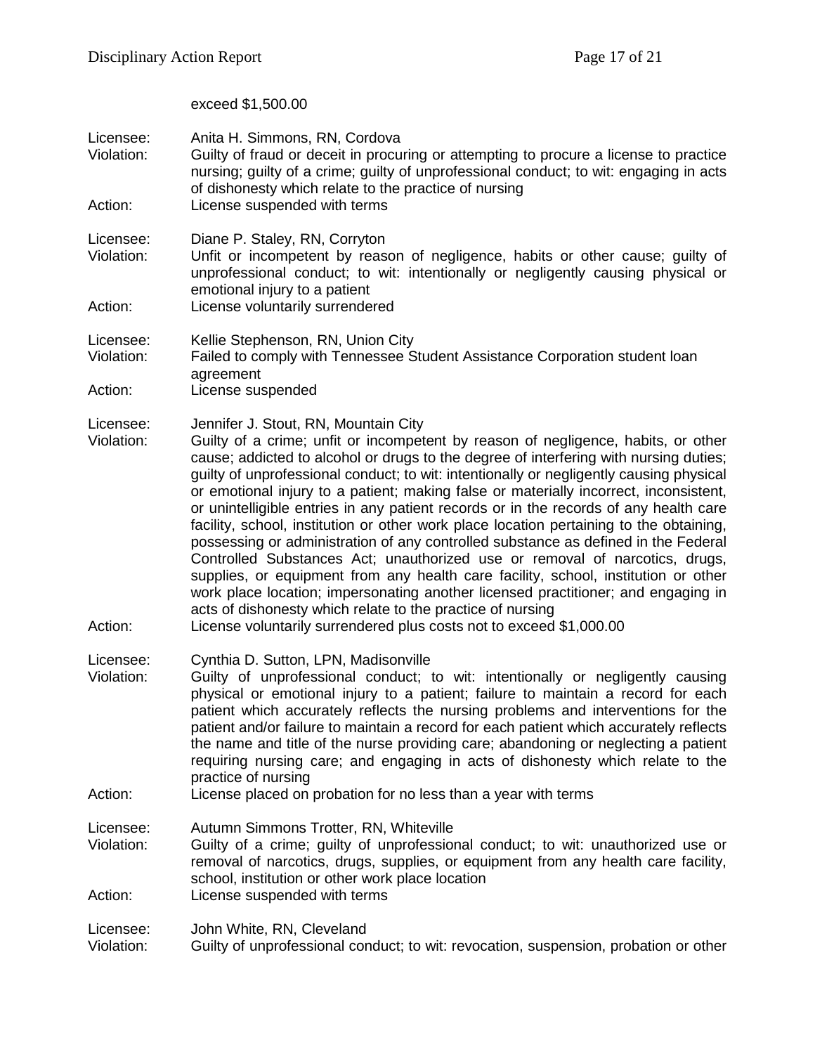exceed $1,500.00

Licensee: Anita H. Simmons, RN, Cordova
Violation: Guilty of fraud or deceit in procuring or attempting to procure a license to practice nursing; guilty of a crime; guilty of unprofessional conduct; to wit: engaging in acts of dishonesty which relate to the practice of nursing
Action: License suspended with terms

Licensee: Diane P. Staley, RN, Corryton
Violation: Unfit or incompetent by reason of negligence, habits or other cause; guilty of unprofessional conduct; to wit: intentionally or negligently causing physical or emotional injury to a patient
Action: License voluntarily surrendered

Licensee: Kellie Stephenson, RN, Union City
Violation: Failed to comply with Tennessee Student Assistance Corporation student loan agreement
Action: License suspended

Licensee: Jennifer J. Stout, RN, Mountain City
Violation: Guilty of a crime; unfit or incompetent by reason of negligence, habits, or other cause; addicted to alcohol or drugs to the degree of interfering with nursing duties; guilty of unprofessional conduct; to wit: intentionally or negligently causing physical or emotional injury to a patient; making false or materially incorrect, inconsistent, or unintelligible entries in any patient records or in the records of any health care facility, school, institution or other work place location pertaining to the obtaining, possessing or administration of any controlled substance as defined in the Federal Controlled Substances Act; unauthorized use or removal of narcotics, drugs, supplies, or equipment from any health care facility, school, institution or other work place location; impersonating another licensed practitioner; and engaging in acts of dishonesty which relate to the practice of nursing
Action: License voluntarily surrendered plus costs not to exceed $1,000.00

Licensee: Cynthia D. Sutton, LPN, Madisonville
Violation: Guilty of unprofessional conduct; to wit: intentionally or negligently causing physical or emotional injury to a patient; failure to maintain a record for each patient which accurately reflects the nursing problems and interventions for the patient and/or failure to maintain a record for each patient which accurately reflects the name and title of the nurse providing care; abandoning or neglecting a patient requiring nursing care; and engaging in acts of dishonesty which relate to the practice of nursing
Action: License placed on probation for no less than a year with terms

Licensee: Autumn Simmons Trotter, RN, Whiteville
Violation: Guilty of a crime; guilty of unprofessional conduct; to wit: unauthorized use or removal of narcotics, drugs, supplies, or equipment from any health care facility, school, institution or other work place location
Action: License suspended with terms

Licensee: John White, RN, Cleveland
Violation: Guilty of unprofessional conduct; to wit: revocation, suspension, probation or other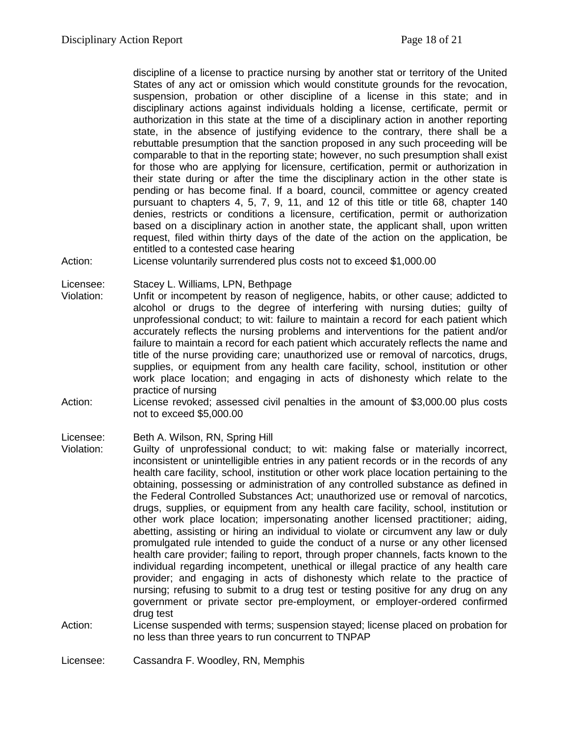discipline of a license to practice nursing by another stat or territory of the United States of any act or omission which would constitute grounds for the revocation, suspension, probation or other discipline of a license in this state; and in disciplinary actions against individuals holding a license, certificate, permit or authorization in this state at the time of a disciplinary action in another reporting state, in the absence of justifying evidence to the contrary, there shall be a rebuttable presumption that the sanction proposed in any such proceeding will be comparable to that in the reporting state; however, no such presumption shall exist for those who are applying for licensure, certification, permit or authorization in their state during or after the time the disciplinary action in the other state is pending or has become final. If a board, council, committee or agency created pursuant to chapters 4, 5, 7, 9, 11, and 12 of this title or title 68, chapter 140 denies, restricts or conditions a licensure, certification, permit or authorization based on a disciplinary action in another state, the applicant shall, upon written request, filed within thirty days of the date of the action on the application, be entitled to a contested case hearing

Action: License voluntarily surrendered plus costs not to exceed $1,000.00

Licensee: Stacey L. Williams, LPN, Bethpage

Violation: Unfit or incompetent by reason of negligence, habits, or other cause; addicted to alcohol or drugs to the degree of interfering with nursing duties; guilty of unprofessional conduct; to wit: failure to maintain a record for each patient which accurately reflects the nursing problems and interventions for the patient and/or failure to maintain a record for each patient which accurately reflects the name and title of the nurse providing care; unauthorized use or removal of narcotics, drugs, supplies, or equipment from any health care facility, school, institution or other work place location; and engaging in acts of dishonesty which relate to the practice of nursing

Action: License revoked; assessed civil penalties in the amount of $3,000.00 plus costs not to exceed $5,000.00

Licensee: Beth A. Wilson, RN, Spring Hill

Violation: Guilty of unprofessional conduct; to wit: making false or materially incorrect, inconsistent or unintelligible entries in any patient records or in the records of any health care facility, school, institution or other work place location pertaining to the obtaining, possessing or administration of any controlled substance as defined in the Federal Controlled Substances Act; unauthorized use or removal of narcotics, drugs, supplies, or equipment from any health care facility, school, institution or other work place location; impersonating another licensed practitioner; aiding, abetting, assisting or hiring an individual to violate or circumvent any law or duly promulgated rule intended to guide the conduct of a nurse or any other licensed health care provider; failing to report, through proper channels, facts known to the individual regarding incompetent, unethical or illegal practice of any health care provider; and engaging in acts of dishonesty which relate to the practice of nursing; refusing to submit to a drug test or testing positive for any drug on any government or private sector pre-employment, or employer-ordered confirmed drug test

Action: License suspended with terms; suspension stayed; license placed on probation for no less than three years to run concurrent to TNPAP

Licensee: Cassandra F. Woodley, RN, Memphis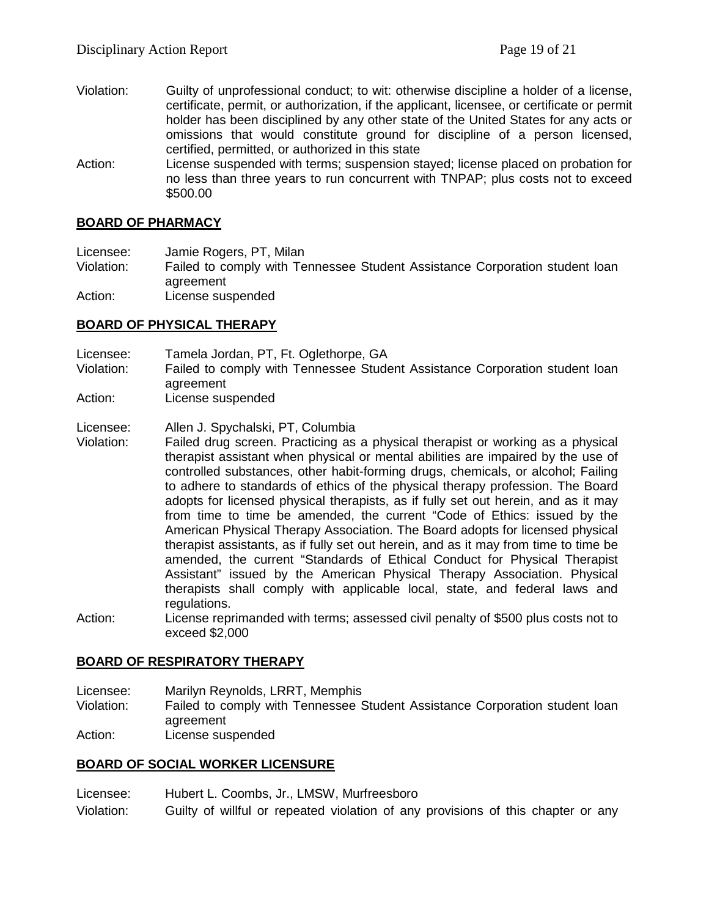Violation: Guilty of unprofessional conduct; to wit: otherwise discipline a holder of a license, certificate, permit, or authorization, if the applicant, licensee, or certificate or permit holder has been disciplined by any other state of the United States for any acts or omissions that would constitute ground for discipline of a person licensed, certified, permitted, or authorized in this state

Action: License suspended with terms; suspension stayed; license placed on probation for no less than three years to run concurrent with TNPAP; plus costs not to exceed $500.00

## BOARD OF PHARMACY

Licensee: Jamie Rogers, PT, Milan

Violation: Failed to comply with Tennessee Student Assistance Corporation student loan agreement

Action: License suspended

## BOARD OF PHYSICAL THERAPY

Licensee: Tamela Jordan, PT, Ft. Oglethorpe, GA

Violation: Failed to comply with Tennessee Student Assistance Corporation student loan agreement

Action: License suspended

Licensee: Allen J. Spychalski, PT, Columbia

Violation: Failed drug screen. Practicing as a physical therapist or working as a physical therapist assistant when physical or mental abilities are impaired by the use of controlled substances, other habit-forming drugs, chemicals, or alcohol; Failing to adhere to standards of ethics of the physical therapy profession. The Board adopts for licensed physical therapists, as if fully set out herein, and as it may from time to time be amended, the current "Code of Ethics: issued by the American Physical Therapy Association. The Board adopts for licensed physical therapist assistants, as if fully set out herein, and as it may from time to time be amended, the current "Standards of Ethical Conduct for Physical Therapist Assistant" issued by the American Physical Therapy Association. Physical therapists shall comply with applicable local, state, and federal laws and regulations.

Action: License reprimanded with terms; assessed civil penalty of $500 plus costs not to exceed $2,000

## BOARD OF RESPIRATORY THERAPY

Licensee: Marilyn Reynolds, LRRT, Memphis

Violation: Failed to comply with Tennessee Student Assistance Corporation student loan agreement

Action: License suspended

## BOARD OF SOCIAL WORKER LICENSURE

Licensee: Hubert L. Coombs, Jr., LMSW, Murfreesboro

Violation: Guilty of willful or repeated violation of any provisions of this chapter or any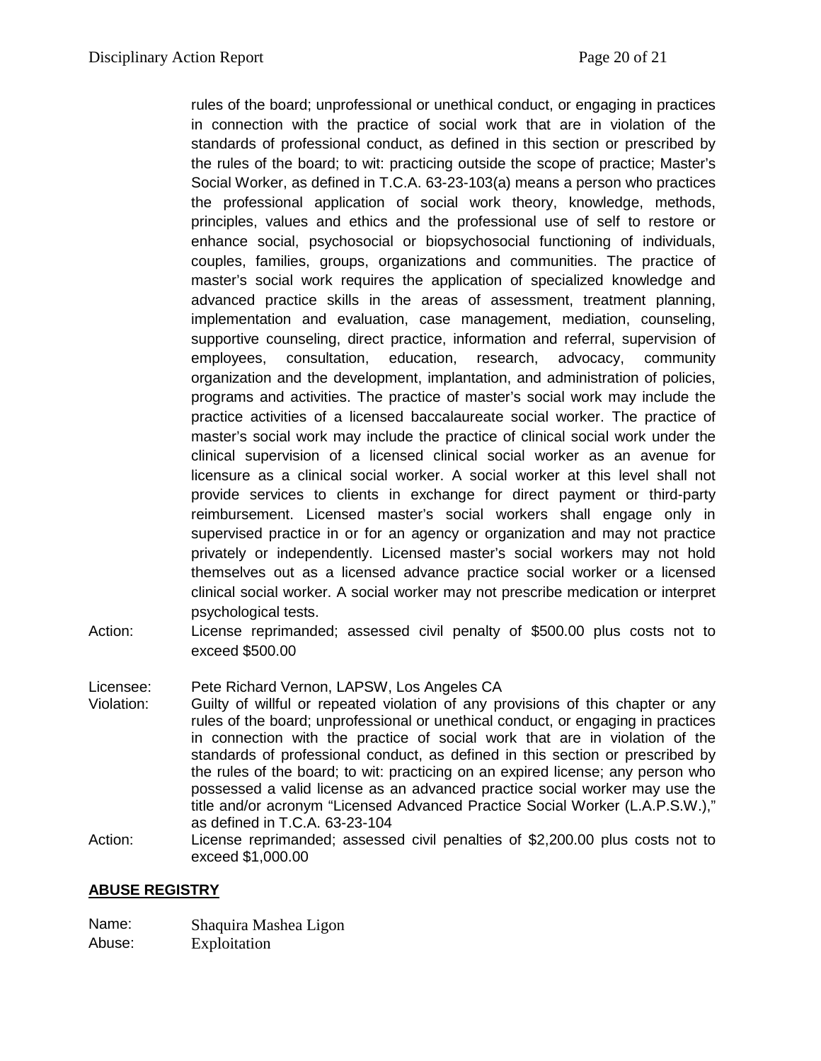rules of the board; unprofessional or unethical conduct, or engaging in practices in connection with the practice of social work that are in violation of the standards of professional conduct, as defined in this section or prescribed by the rules of the board; to wit: practicing outside the scope of practice; Master's Social Worker, as defined in T.C.A. 63-23-103(a) means a person who practices the professional application of social work theory, knowledge, methods, principles, values and ethics and the professional use of self to restore or enhance social, psychosocial or biopsychosocial functioning of individuals, couples, families, groups, organizations and communities. The practice of master's social work requires the application of specialized knowledge and advanced practice skills in the areas of assessment, treatment planning, implementation and evaluation, case management, mediation, counseling, supportive counseling, direct practice, information and referral, supervision of employees, consultation, education, research, advocacy, community organization and the development, implantation, and administration of policies, programs and activities. The practice of master's social work may include the practice activities of a licensed baccalaureate social worker. The practice of master's social work may include the practice of clinical social work under the clinical supervision of a licensed clinical social worker as an avenue for licensure as a clinical social worker. A social worker at this level shall not provide services to clients in exchange for direct payment or third-party reimbursement. Licensed master's social workers shall engage only in supervised practice in or for an agency or organization and may not practice privately or independently. Licensed master's social workers may not hold themselves out as a licensed advance practice social worker or a licensed clinical social worker. A social worker may not prescribe medication or interpret psychological tests.

Action: License reprimanded; assessed civil penalty of $500.00 plus costs not to exceed $500.00

Licensee: Pete Richard Vernon, LAPSW, Los Angeles CA
Violation: Guilty of willful or repeated violation of any provisions of this chapter or any rules of the board; unprofessional or unethical conduct, or engaging in practices in connection with the practice of social work that are in violation of the standards of professional conduct, as defined in this section or prescribed by the rules of the board; to wit: practicing on an expired license; any person who possessed a valid license as an advanced practice social worker may use the title and/or acronym "Licensed Advanced Practice Social Worker (L.A.P.S.W.)," as defined in T.C.A. 63-23-104
Action: License reprimanded; assessed civil penalties of $2,200.00 plus costs not to exceed $1,000.00

## ABUSE REGISTRY

Name: Shaquira Mashea Ligon
Abuse: Exploitation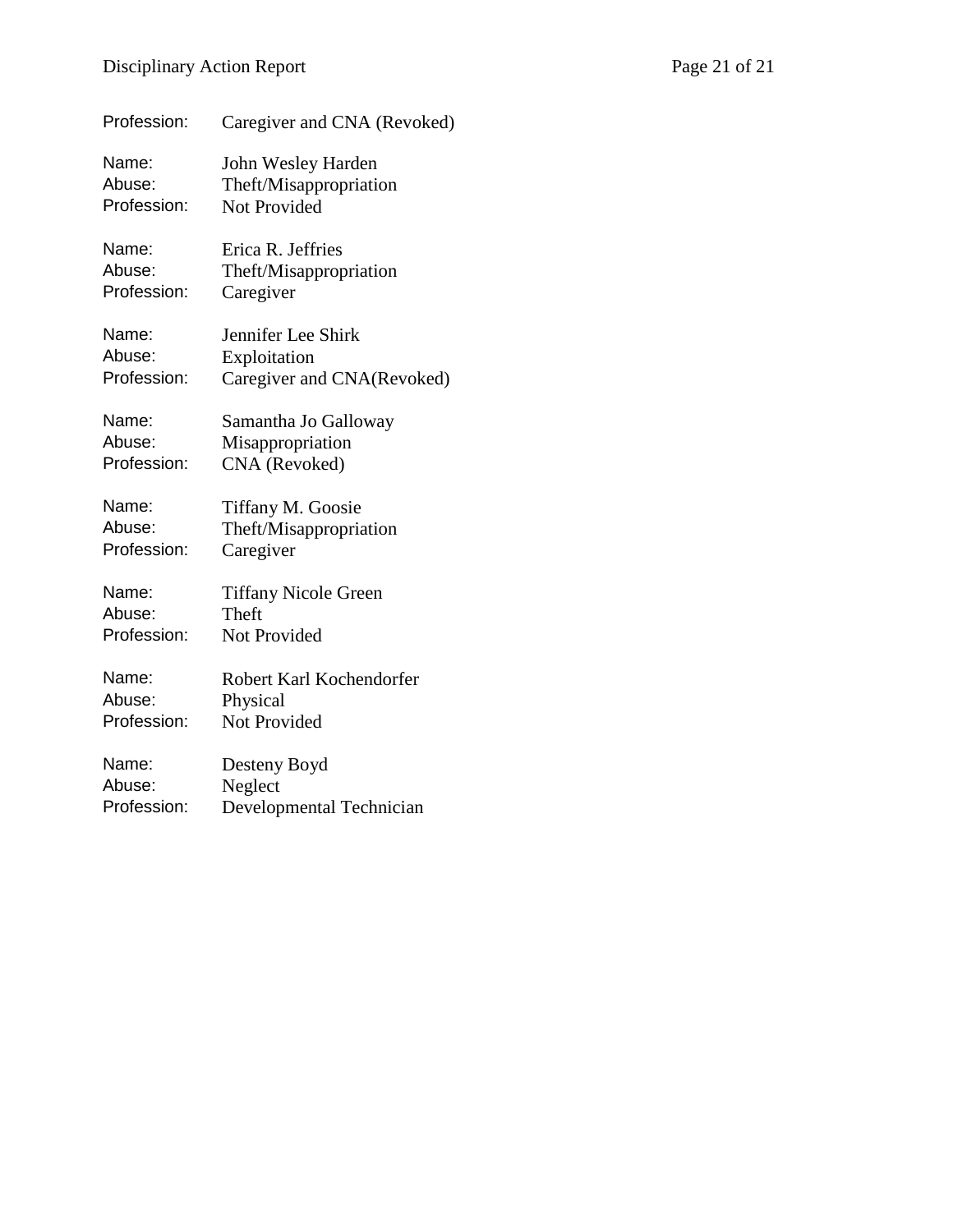Profession: Caregiver and CNA (Revoked)

Name: John Wesley Harden
Abuse: Theft/Misappropriation
Profession: Not Provided

Name: Erica R. Jeffries
Abuse: Theft/Misappropriation
Profession: Caregiver

Name: Jennifer Lee Shirk
Abuse: Exploitation
Profession: Caregiver and CNA(Revoked)

Name: Samantha Jo Galloway
Abuse: Misappropriation
Profession: CNA (Revoked)

Name: Tiffany M. Goosie
Abuse: Theft/Misappropriation
Profession: Caregiver

Name: Tiffany Nicole Green
Abuse: Theft
Profession: Not Provided

Name: Robert Karl Kochendorfer
Abuse: Physical
Profession: Not Provided

Name: Desteny Boyd
Abuse: Neglect
Profession: Developmental Technician